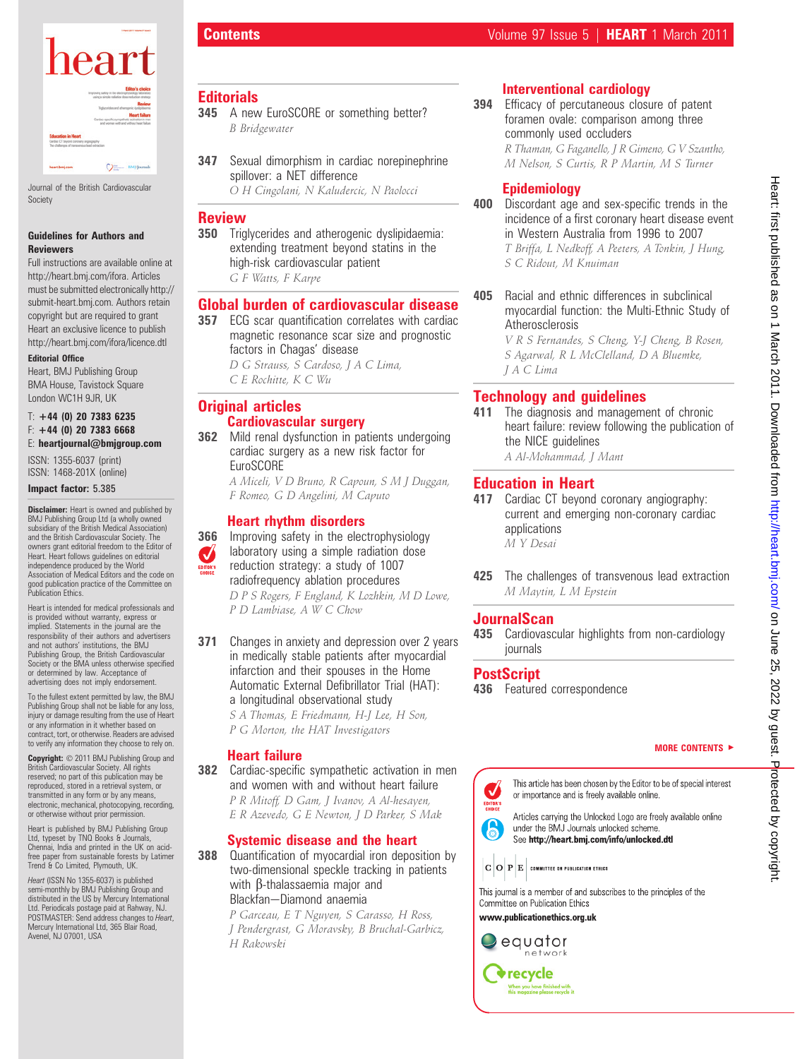Journal of the British Cardiovascular Society

**Guidelines for Authors and Reviewers**

Full instructions are available online at http://heart.bmj.com/ifora. Articles must be submitted electronically http://submit-heart.bmj.com. Authors retain copyright but are required to grant Heart an exclusive licence to publish http://heart.bmj.com/ifora/licence.dtl

**Editorial Office**

Heart, BMJ Publishing Group
BMA House, Tavistock Square
London WC1H 9JR, UK

T: **+44 (0) 20 7383 6235**
F: **+44 (0) 20 7383 6668**
E: **heartjournal@bmjgroup.com**

ISSN: 1355-6037 (print)
ISSN: 1468-201X (online)

**Impact factor:** 5.385

**Disclaimer:** Heart is owned and published by BMJ Publishing Group Ltd (a wholly owned subsidiary of the British Medical Association) and the British Cardiovascular Society. The owners grant editorial freedom to the Editor of Heart. Heart follows guidelines on editorial independence produced by the World Association of Medical Editors and the code on good publication practice of the Committee on Publication Ethics.

Heart is intended for medical professionals and is provided without warranty, express or implied. Statements in the journal are the responsibility of their authors and advertisers and not authors' institutions, the BMJ Publishing Group, the British Cardiovascular Society or the BMA unless otherwise specified or determined by law. Acceptance of advertising does not imply endorsement.

To the fullest extent permitted by law, the BMJ Publishing Group shall not be liable for any loss, injury or damage resulting from the use of Heart or any information in it whether based on contract, tort, or otherwise. Readers are advised to verify any information they choose to rely on.

**Copyright:** © 2011 BMJ Publishing Group and British Cardiovascular Society. All rights reserved; no part of this publication may be reproduced, stored in a retrieval system, or transmitted in any form or by any means, electronic, mechanical, photocopying, recording, or otherwise without prior permission.

Heart is published by BMJ Publishing Group Ltd, typeset by TNQ Books & Journals, Chennai, India and printed in the UK on acid-free paper from sustainable forests by Latimer Trend & Co Limited, Plymouth, UK.

*Heart* (ISSN No 1355-6037) is published semi-monthly by BMJ Publishing Group and distributed in the US by Mercury International Ltd. Periodicals postage paid at Rahway, NJ. POSTMASTER: Send address changes to *Heart*, Mercury International Ltd, 365 Blair Road, Avenel, NJ 07001, USA

# Contents

## Editorials

**345** A new EuroSCORE or something better?
*B Bridgewater*

**347** Sexual dimorphism in cardiac norepinephrine spillover: a NET difference
*O H Cingolani, N Kaludercic, N Paolocci*

## Review

**350** Triglycerides and atherogenic dyslipidaemia: extending treatment beyond statins in the high-risk cardiovascular patient
*G F Watts, F Karpe*

## Global burden of cardiovascular disease

**357** ECG scar quantification correlates with cardiac magnetic resonance scar size and prognostic factors in Chagas' disease
*D G Strauss, S Cardoso, J A C Lima, C E Rochitte, K C Wu*

## Original articles

### Cardiovascular surgery

**362** Mild renal dysfunction in patients undergoing cardiac surgery as a new risk factor for EuroSCORE
*A Miceli, V D Bruno, R Capoun, S M J Duggan, F Romeo, G D Angelini, M Caputo*

### Heart rhythm disorders

**366** (EDITOR'S CHOICE) Improving safety in the electrophysiology laboratory using a simple radiation dose reduction strategy: a study of 1007 radiofrequency ablation procedures
*D P S Rogers, F England, K Lozhkin, M D Lowe, P D Lambiase, A W C Chow*

**371** Changes in anxiety and depression over 2 years in medically stable patients after myocardial infarction and their spouses in the Home Automatic External Defibrillator Trial (HAT): a longitudinal observational study
*S A Thomas, E Friedmann, H-J Lee, H Son, P G Morton, the HAT Investigators*

### Heart failure

**382** Cardiac-specific sympathetic activation in men and women with and without heart failure
*P R Mitoff, D Gam, J Ivanov, A Al-hesayen, E R Azevedo, G E Newton, J D Parker, S Mak*

### Systemic disease and the heart

**388** Quantification of myocardial iron deposition by two-dimensional speckle tracking in patients with β-thalassaemia major and Blackfan–Diamond anaemia
*P Garceau, E T Nguyen, S Carasso, H Ross, J Pendergrast, G Moravsky, B Bruchal-Garbicz, H Rakowski*

### Interventional cardiology

**394** Efficacy of percutaneous closure of patent foramen ovale: comparison among three commonly used occluders
*R Thaman, G Faganello, J R Gimeno, G V Szantho, M Nelson, S Curtis, R P Martin, M S Turner*

### Epidemiology

**400** Discordant age and sex-specific trends in the incidence of a first coronary heart disease event in Western Australia from 1996 to 2007
*T Briffa, L Nedkoff, A Peeters, A Tonkin, J Hung, S C Ridout, M Knuiman*

**405** Racial and ethnic differences in subclinical myocardial function: the Multi-Ethnic Study of Atherosclerosis
*V R S Fernandes, S Cheng, Y-J Cheng, B Rosen, S Agarwal, R L McClelland, D A Bluemke, J A C Lima*

## Technology and guidelines

**411** The diagnosis and management of chronic heart failure: review following the publication of the NICE guidelines
*A Al-Mohammad, J Mant*

## Education in Heart

**417** Cardiac CT beyond coronary angiography: current and emerging non-coronary cardiac applications
*M Y Desai*

**425** The challenges of transvenous lead extraction
*M Maytin, L M Epstein*

## JournalScan

**435** Cardiovascular highlights from non-cardiology journals

## PostScript

**436** Featured correspondence

**MORE CONTENTS ►**

This article has been chosen by the Editor to be of special interest or importance and is freely available online.

Articles carrying the Unlocked Logo are freely available online under the BMJ Journals unlocked scheme. See **http://heart.bmj.com/info/unlocked.dtl**

This journal is a member of and subscribes to the principles of the Committee on Publication Ethics

**www.publicationethics.org.uk**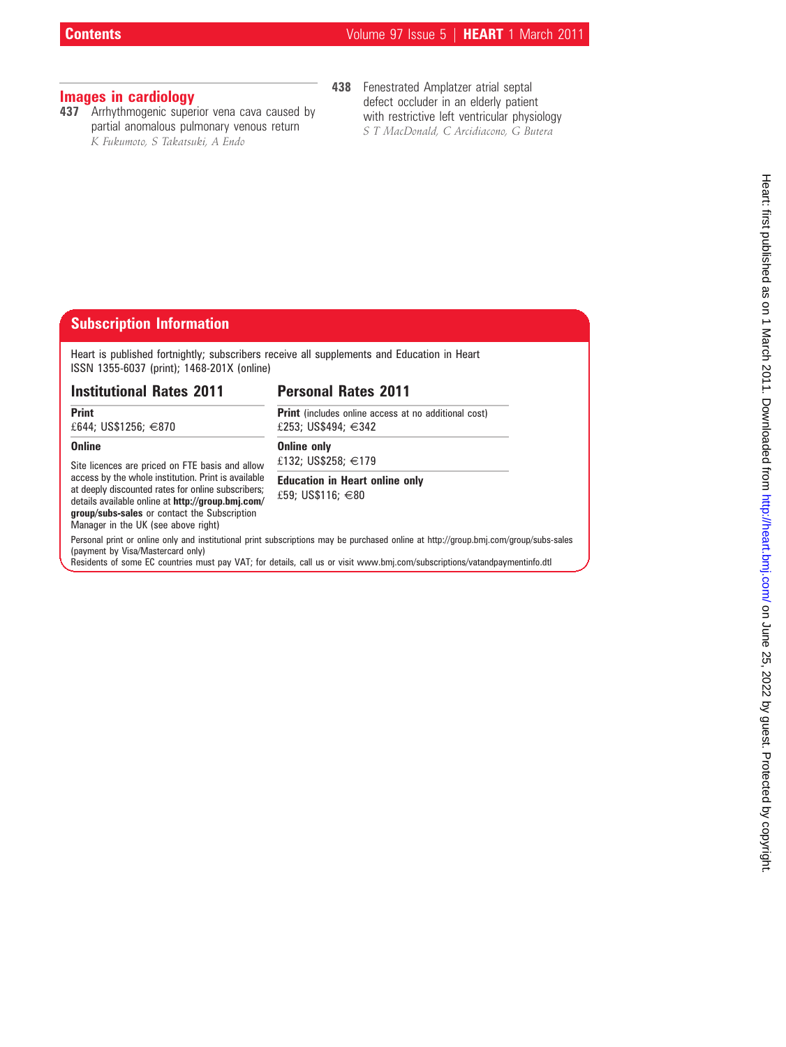## Images in cardiology

**437** Arrhythmogenic superior vena cava caused by partial anomalous pulmonary venous return
*K Fukumoto, S Takatsuki, A Endo*

**438** Fenestrated Amplatzer atrial septal defect occluder in an elderly patient with restrictive left ventricular physiology
*S T MacDonald, C Arcidiacono, G Butera*

## Subscription Information

Heart is published fortnightly; subscribers receive all supplements and Education in Heart
ISSN 1355-6037 (print); 1468-201X (online)

### Institutional Rates 2011

**Print**
£644; US$1256; €870

**Online**

Site licences are priced on FTE basis and allow access by the whole institution. Print is available at deeply discounted rates for online subscribers; details available online at **http://group.bmj.com/group/subs-sales** or contact the Subscription Manager in the UK (see above right)

### Personal Rates 2011

**Print** (includes online access at no additional cost)
£253; US$494; €342

**Online only**
£132; US$258; €179

**Education in Heart online only**
£59; US$116; €80

Personal print or online only and institutional print subscriptions may be purchased online at http://group.bmj.com/group/subs-sales (payment by Visa/Mastercard only)
Residents of some EC countries must pay VAT; for details, call us or visit www.bmj.com/subscriptions/vatandpaymentinfo.dtl